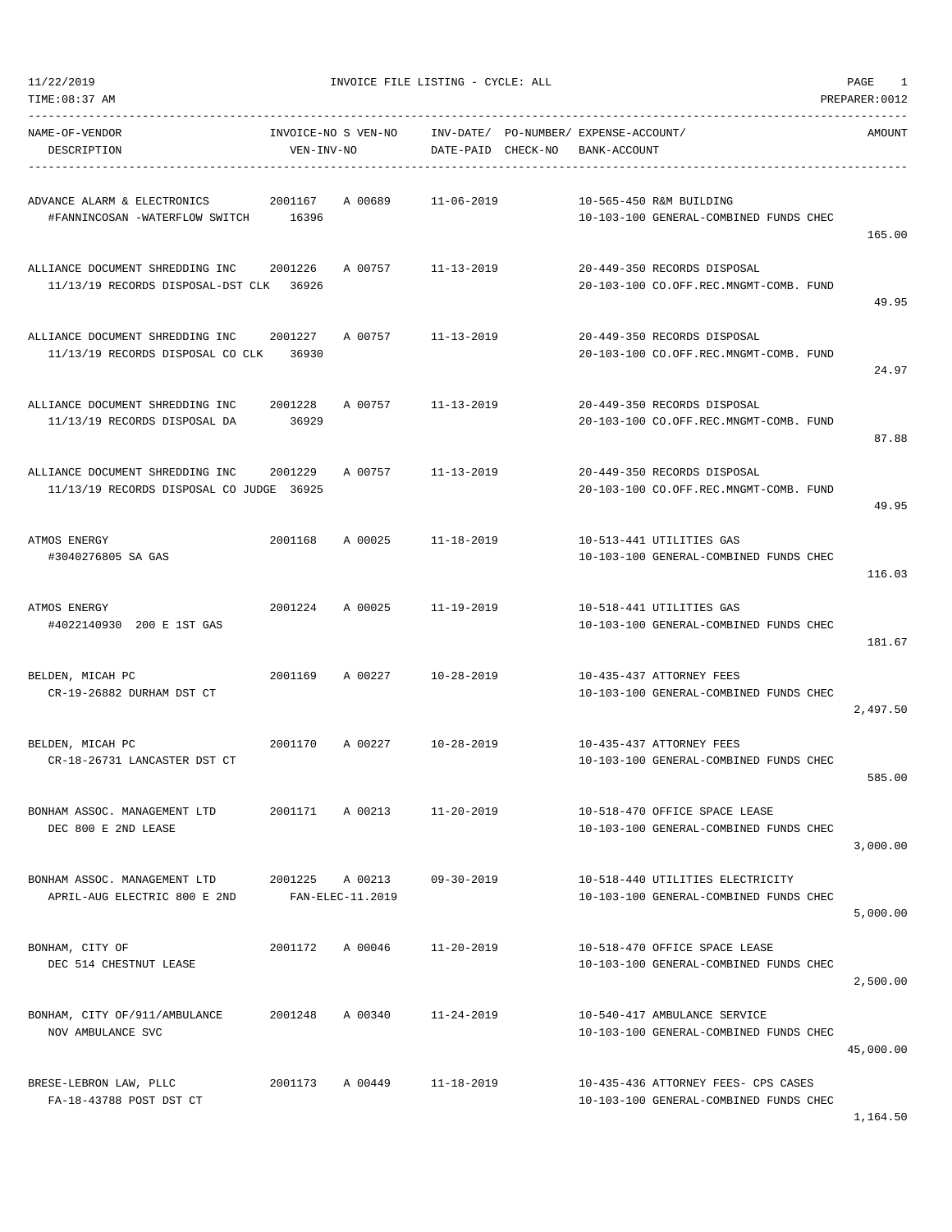11/22/2019 INVOICE FILE LISTING - CYCLE: ALL

TIME:08:37 AM PREPARER:0012

| NAME-OF-VENDOR / DESCRIPTION | INVOICE-NO S VEN-NO / VEN-INV-NO | INV-DATE/ DATE-PAID | PO-NUMBER/ CHECK-NO | EXPENSE-ACCOUNT/ BANK-ACCOUNT | AMOUNT |
|---|---|---|---|---|---|
| ADVANCE ALARM & ELECTRONICS<br>#FANNINCOSAN -WATERFLOW SWITCH | 2001167 A 00689<br>16396 | 11-06-2019 | | 10-565-450 R&M BUILDING<br>10-103-100 GENERAL-COMBINED FUNDS CHEC | 165.00 |
| ALLIANCE DOCUMENT SHREDDING INC<br>11/13/19 RECORDS DISPOSAL-DST CLK | 2001226 A 00757<br>36926 | 11-13-2019 | | 20-449-350 RECORDS DISPOSAL<br>20-103-100 CO.OFF.REC.MNGMT-COMB. FUND | 49.95 |
| ALLIANCE DOCUMENT SHREDDING INC<br>11/13/19 RECORDS DISPOSAL CO CLK | 2001227 A 00757<br>36930 | 11-13-2019 | | 20-449-350 RECORDS DISPOSAL<br>20-103-100 CO.OFF.REC.MNGMT-COMB. FUND | 24.97 |
| ALLIANCE DOCUMENT SHREDDING INC<br>11/13/19 RECORDS DISPOSAL DA | 2001228 A 00757<br>36929 | 11-13-2019 | | 20-449-350 RECORDS DISPOSAL<br>20-103-100 CO.OFF.REC.MNGMT-COMB. FUND | 87.88 |
| ALLIANCE DOCUMENT SHREDDING INC<br>11/13/19 RECORDS DISPOSAL CO JUDGE | 2001229 A 00757<br>36925 | 11-13-2019 | | 20-449-350 RECORDS DISPOSAL<br>20-103-100 CO.OFF.REC.MNGMT-COMB. FUND | 49.95 |
| ATMOS ENERGY<br>#3040276805 SA GAS | 2001168 A 00025 | 11-18-2019 | | 10-513-441 UTILITIES GAS<br>10-103-100 GENERAL-COMBINED FUNDS CHEC | 116.03 |
| ATMOS ENERGY<br>#4022140930 200 E 1ST GAS | 2001224 A 00025 | 11-19-2019 | | 10-518-441 UTILITIES GAS<br>10-103-100 GENERAL-COMBINED FUNDS CHEC | 181.67 |
| BELDEN, MICAH PC<br>CR-19-26882 DURHAM DST CT | 2001169 A 00227 | 10-28-2019 | | 10-435-437 ATTORNEY FEES<br>10-103-100 GENERAL-COMBINED FUNDS CHEC | 2,497.50 |
| BELDEN, MICAH PC<br>CR-18-26731 LANCASTER DST CT | 2001170 A 00227 | 10-28-2019 | | 10-435-437 ATTORNEY FEES<br>10-103-100 GENERAL-COMBINED FUNDS CHEC | 585.00 |
| BONHAM ASSOC. MANAGEMENT LTD<br>DEC 800 E 2ND LEASE | 2001171 A 00213 | 11-20-2019 | | 10-518-470 OFFICE SPACE LEASE<br>10-103-100 GENERAL-COMBINED FUNDS CHEC | 3,000.00 |
| BONHAM ASSOC. MANAGEMENT LTD<br>APRIL-AUG ELECTRIC 800 E 2ND | 2001225 A 00213<br>FAN-ELEC-11.2019 | 09-30-2019 | | 10-518-440 UTILITIES ELECTRICITY<br>10-103-100 GENERAL-COMBINED FUNDS CHEC | 5,000.00 |
| BONHAM, CITY OF<br>DEC 514 CHESTNUT LEASE | 2001172 A 00046 | 11-20-2019 | | 10-518-470 OFFICE SPACE LEASE<br>10-103-100 GENERAL-COMBINED FUNDS CHEC | 2,500.00 |
| BONHAM, CITY OF/911/AMBULANCE<br>NOV AMBULANCE SVC | 2001248 A 00340 | 11-24-2019 | | 10-540-417 AMBULANCE SERVICE<br>10-103-100 GENERAL-COMBINED FUNDS CHEC | 45,000.00 |
| BRESE-LEBRON LAW, PLLC<br>FA-18-43788 POST DST CT | 2001173 A 00449 | 11-18-2019 | | 10-435-436 ATTORNEY FEES- CPS CASES<br>10-103-100 GENERAL-COMBINED FUNDS CHEC | 1,164.50 |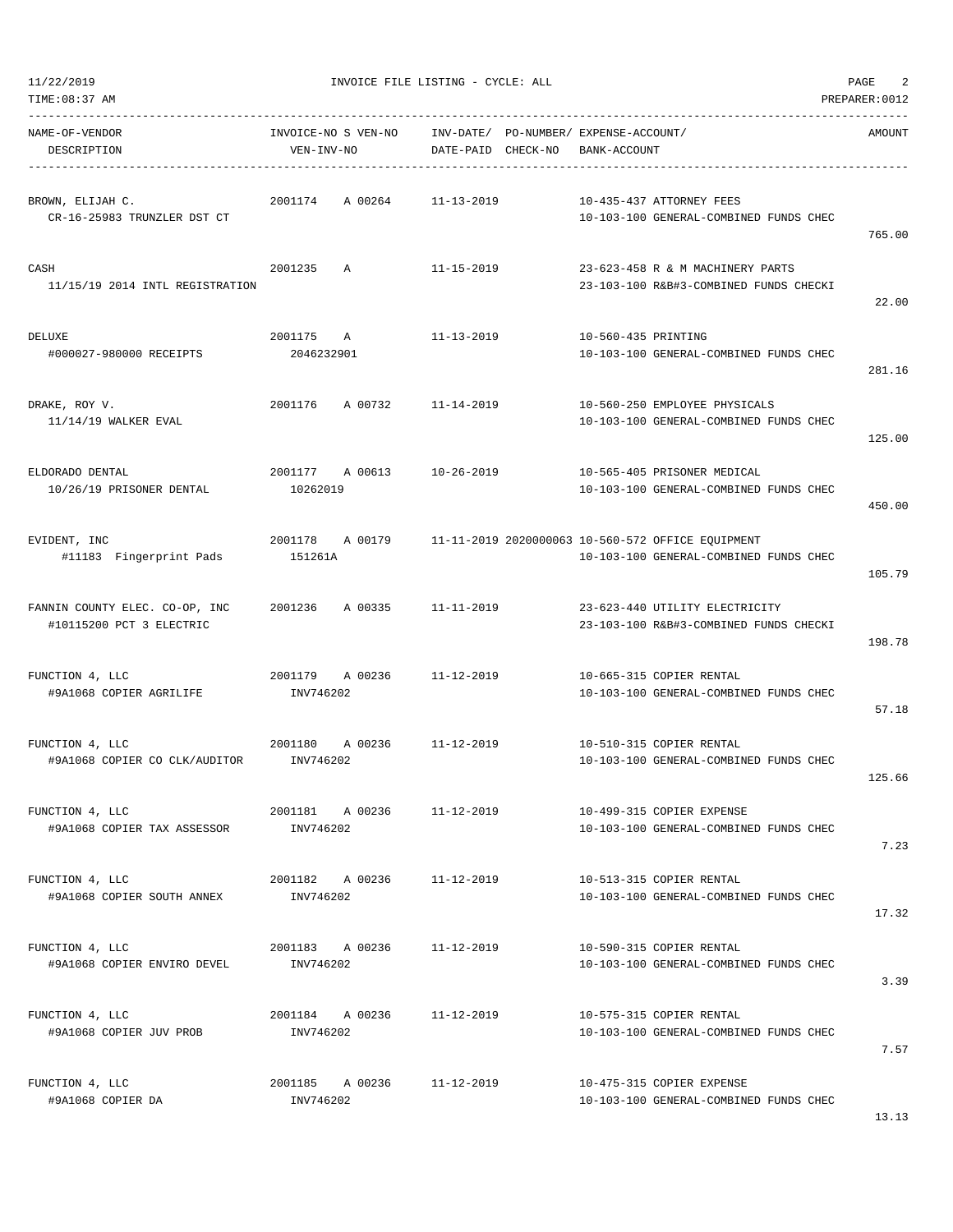11/22/2019 INVOICE FILE LISTING - CYCLE: ALL

TIME:08:37 AM PREPARER:0012

| NAME-OF-VENDOR / DESCRIPTION | INVOICE-NO S VEN-NO / VEN-INV-NO | INV-DATE/ DATE-PAID | PO-NUMBER/ CHECK-NO | EXPENSE-ACCOUNT/ BANK-ACCOUNT | AMOUNT |
|---|---|---|---|---|---|
| BROWN, ELIJAH C. / CR-16-25983 TRUNZLER DST CT | 2001174 A 00264 | 11-13-2019 | | 10-435-437 ATTORNEY FEES / 10-103-100 GENERAL-COMBINED FUNDS CHEC | 765.00 |
| CASH / 11/15/19 2014 INTL REGISTRATION | 2001235 A | 11-15-2019 | | 23-623-458 R & M MACHINERY PARTS / 23-103-100 R&B#3-COMBINED FUNDS CHECKI | 22.00 |
| DELUXE / #000027-980000 RECEIPTS | 2001175 A / 2046232901 | 11-13-2019 | | 10-560-435 PRINTING / 10-103-100 GENERAL-COMBINED FUNDS CHEC | 281.16 |
| DRAKE, ROY V. / 11/14/19 WALKER EVAL | 2001176 A 00732 | 11-14-2019 | | 10-560-250 EMPLOYEE PHYSICALS / 10-103-100 GENERAL-COMBINED FUNDS CHEC | 125.00 |
| ELDORADO DENTAL / 10/26/19 PRISONER DENTAL | 2001177 A 00613 / 10262019 | 10-26-2019 | | 10-565-405 PRISONER MEDICAL / 10-103-100 GENERAL-COMBINED FUNDS CHEC | 450.00 |
| EVIDENT, INC / #11183 Fingerprint Pads | 2001178 A 00179 / 151261A | 11-11-2019 | 2020000063 | 10-560-572 OFFICE EQUIPMENT / 10-103-100 GENERAL-COMBINED FUNDS CHEC | 105.79 |
| FANNIN COUNTY ELEC. CO-OP, INC / #10115200 PCT 3 ELECTRIC | 2001236 A 00335 | 11-11-2019 | | 23-623-440 UTILITY ELECTRICITY / 23-103-100 R&B#3-COMBINED FUNDS CHECKI | 198.78 |
| FUNCTION 4, LLC / #9A1068 COPIER AGRILIFE | 2001179 A 00236 / INV746202 | 11-12-2019 | | 10-665-315 COPIER RENTAL / 10-103-100 GENERAL-COMBINED FUNDS CHEC | 57.18 |
| FUNCTION 4, LLC / #9A1068 COPIER CO CLK/AUDITOR | 2001180 A 00236 / INV746202 | 11-12-2019 | | 10-510-315 COPIER RENTAL / 10-103-100 GENERAL-COMBINED FUNDS CHEC | 125.66 |
| FUNCTION 4, LLC / #9A1068 COPIER TAX ASSESSOR | 2001181 A 00236 / INV746202 | 11-12-2019 | | 10-499-315 COPIER EXPENSE / 10-103-100 GENERAL-COMBINED FUNDS CHEC | 7.23 |
| FUNCTION 4, LLC / #9A1068 COPIER SOUTH ANNEX | 2001182 A 00236 / INV746202 | 11-12-2019 | | 10-513-315 COPIER RENTAL / 10-103-100 GENERAL-COMBINED FUNDS CHEC | 17.32 |
| FUNCTION 4, LLC / #9A1068 COPIER ENVIRO DEVEL | 2001183 A 00236 / INV746202 | 11-12-2019 | | 10-590-315 COPIER RENTAL / 10-103-100 GENERAL-COMBINED FUNDS CHEC | 3.39 |
| FUNCTION 4, LLC / #9A1068 COPIER JUV PROB | 2001184 A 00236 / INV746202 | 11-12-2019 | | 10-575-315 COPIER RENTAL / 10-103-100 GENERAL-COMBINED FUNDS CHEC | 7.57 |
| FUNCTION 4, LLC / #9A1068 COPIER DA | 2001185 A 00236 / INV746202 | 11-12-2019 | | 10-475-315 COPIER EXPENSE / 10-103-100 GENERAL-COMBINED FUNDS CHEC | 13.13 |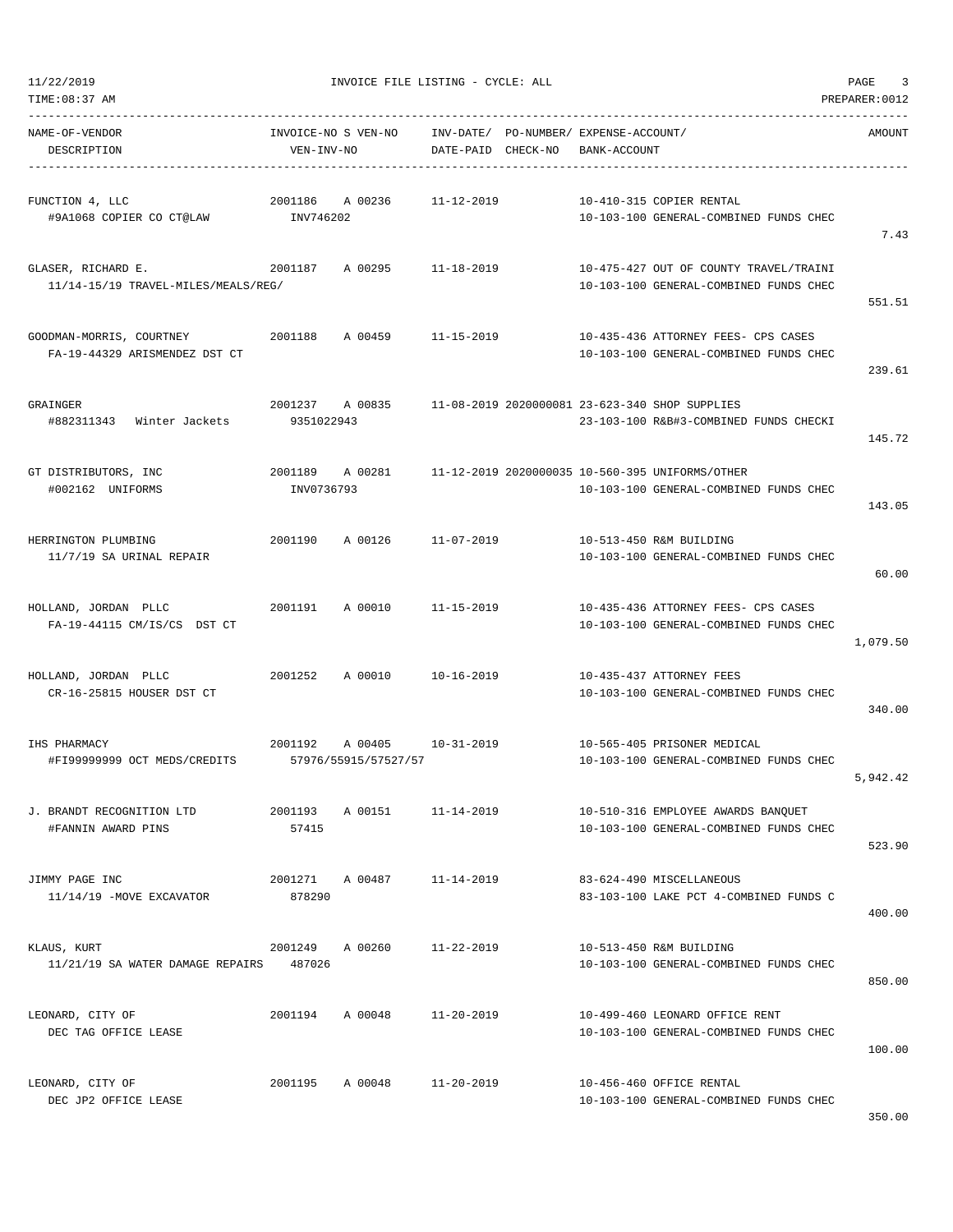11/22/2019 INVOICE FILE LISTING - CYCLE: ALL

TIME:08:37 AM PREPARER:0012

| NAME-OF-VENDOR / DESCRIPTION | INVOICE-NO S VEN-NO / VEN-INV-NO | INV-DATE/ DATE-PAID | PO-NUMBER/ CHECK-NO | EXPENSE-ACCOUNT/ BANK-ACCOUNT | AMOUNT |
|---|---|---|---|---|---|
| FUNCTION 4, LLC<br>#9A1068 COPIER CO CT@LAW | 2001186 A 00236<br>INV746202 | 11-12-2019 | | 10-410-315 COPIER RENTAL<br>10-103-100 GENERAL-COMBINED FUNDS CHEC | 7.43 |
| GLASER, RICHARD E.<br>11/14-15/19 TRAVEL-MILES/MEALS/REG/ | 2001187 A 00295 | 11-18-2019 | | 10-475-427 OUT OF COUNTY TRAVEL/TRAINI<br>10-103-100 GENERAL-COMBINED FUNDS CHEC | 551.51 |
| GOODMAN-MORRIS, COURTNEY<br>FA-19-44329 ARISMENDEZ DST CT | 2001188 A 00459 | 11-15-2019 | | 10-435-436 ATTORNEY FEES- CPS CASES<br>10-103-100 GENERAL-COMBINED FUNDS CHEC | 239.61 |
| GRAINGER<br>#882311343 Winter Jackets | 2001237 A 00835<br>9351022943 | 11-08-2019 | 2020000081 | 23-623-340 SHOP SUPPLIES<br>23-103-100 R&B#3-COMBINED FUNDS CHECKI | 145.72 |
| GT DISTRIBUTORS, INC<br>#002162 UNIFORMS | 2001189 A 00281<br>INV0736793 | 11-12-2019 | 2020000035 | 10-560-395 UNIFORMS/OTHER<br>10-103-100 GENERAL-COMBINED FUNDS CHEC | 143.05 |
| HERRINGTON PLUMBING<br>11/7/19 SA URINAL REPAIR | 2001190 A 00126 | 11-07-2019 | | 10-513-450 R&M BUILDING<br>10-103-100 GENERAL-COMBINED FUNDS CHEC | 60.00 |
| HOLLAND, JORDAN PLLC<br>FA-19-44115 CM/IS/CS DST CT | 2001191 A 00010 | 11-15-2019 | | 10-435-436 ATTORNEY FEES- CPS CASES<br>10-103-100 GENERAL-COMBINED FUNDS CHEC | 1,079.50 |
| HOLLAND, JORDAN PLLC<br>CR-16-25815 HOUSER DST CT | 2001252 A 00010 | 10-16-2019 | | 10-435-437 ATTORNEY FEES<br>10-103-100 GENERAL-COMBINED FUNDS CHEC | 340.00 |
| IHS PHARMACY<br>#FI99999999 OCT MEDS/CREDITS | 2001192 A 00405<br>57976/55915/57527/57 | 10-31-2019 | | 10-565-405 PRISONER MEDICAL<br>10-103-100 GENERAL-COMBINED FUNDS CHEC | 5,942.42 |
| J. BRANDT RECOGNITION LTD<br>#FANNIN AWARD PINS | 2001193 A 00151<br>57415 | 11-14-2019 | | 10-510-316 EMPLOYEE AWARDS BANQUET<br>10-103-100 GENERAL-COMBINED FUNDS CHEC | 523.90 |
| JIMMY PAGE INC<br>11/14/19 -MOVE EXCAVATOR | 2001271 A 00487<br>878290 | 11-14-2019 | | 83-624-490 MISCELLANEOUS<br>83-103-100 LAKE PCT 4-COMBINED FUNDS C | 400.00 |
| KLAUS, KURT<br>11/21/19 SA WATER DAMAGE REPAIRS | 2001249 A 00260<br>487026 | 11-22-2019 | | 10-513-450 R&M BUILDING<br>10-103-100 GENERAL-COMBINED FUNDS CHEC | 850.00 |
| LEONARD, CITY OF<br>DEC TAG OFFICE LEASE | 2001194 A 00048 | 11-20-2019 | | 10-499-460 LEONARD OFFICE RENT<br>10-103-100 GENERAL-COMBINED FUNDS CHEC | 100.00 |
| LEONARD, CITY OF<br>DEC JP2 OFFICE LEASE | 2001195 A 00048 | 11-20-2019 | | 10-456-460 OFFICE RENTAL<br>10-103-100 GENERAL-COMBINED FUNDS CHEC | 350.00 |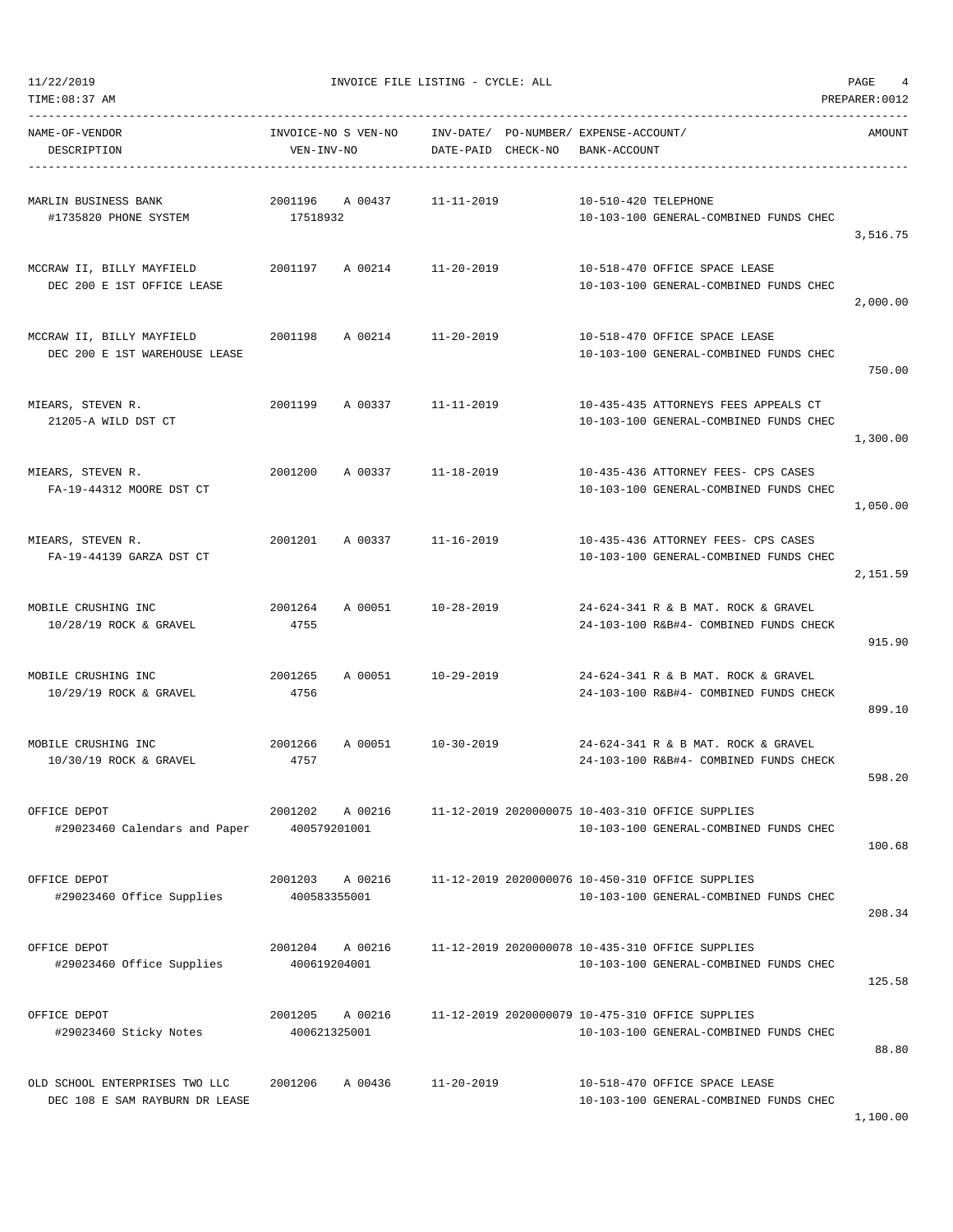11/22/2019 INVOICE FILE LISTING - CYCLE: ALL

TIME:08:37 AM PREPARER:0012

| NAME-OF-VENDOR DESCRIPTION | INVOICE-NO S VEN-NO VEN-INV-NO | INV-DATE/ DATE-PAID | PO-NUMBER/ CHECK-NO | EXPENSE-ACCOUNT/ BANK-ACCOUNT | AMOUNT |
|---|---|---|---|---|---|
| MARLIN BUSINESS BANK #1735820 PHONE SYSTEM | 2001196 A 00437 17518932 | 11-11-2019 | | 10-510-420 TELEPHONE 10-103-100 GENERAL-COMBINED FUNDS CHEC | 3,516.75 |
| MCCRAW II, BILLY MAYFIELD DEC 200 E 1ST OFFICE LEASE | 2001197 A 00214 | 11-20-2019 | | 10-518-470 OFFICE SPACE LEASE 10-103-100 GENERAL-COMBINED FUNDS CHEC | 2,000.00 |
| MCCRAW II, BILLY MAYFIELD DEC 200 E 1ST WAREHOUSE LEASE | 2001198 A 00214 | 11-20-2019 | | 10-518-470 OFFICE SPACE LEASE 10-103-100 GENERAL-COMBINED FUNDS CHEC | 750.00 |
| MIEARS, STEVEN R. 21205-A WILD DST CT | 2001199 A 00337 | 11-11-2019 | | 10-435-435 ATTORNEYS FEES APPEALS CT 10-103-100 GENERAL-COMBINED FUNDS CHEC | 1,300.00 |
| MIEARS, STEVEN R. FA-19-44312 MOORE DST CT | 2001200 A 00337 | 11-18-2019 | | 10-435-436 ATTORNEY FEES- CPS CASES 10-103-100 GENERAL-COMBINED FUNDS CHEC | 1,050.00 |
| MIEARS, STEVEN R. FA-19-44139 GARZA DST CT | 2001201 A 00337 | 11-16-2019 | | 10-435-436 ATTORNEY FEES- CPS CASES 10-103-100 GENERAL-COMBINED FUNDS CHEC | 2,151.59 |
| MOBILE CRUSHING INC 10/28/19 ROCK & GRAVEL | 2001264 A 00051 4755 | 10-28-2019 | | 24-624-341 R & B MAT. ROCK & GRAVEL 24-103-100 R&B#4- COMBINED FUNDS CHECK | 915.90 |
| MOBILE CRUSHING INC 10/29/19 ROCK & GRAVEL | 2001265 A 00051 4756 | 10-29-2019 | | 24-624-341 R & B MAT. ROCK & GRAVEL 24-103-100 R&B#4- COMBINED FUNDS CHECK | 899.10 |
| MOBILE CRUSHING INC 10/30/19 ROCK & GRAVEL | 2001266 A 00051 4757 | 10-30-2019 | | 24-624-341 R & B MAT. ROCK & GRAVEL 24-103-100 R&B#4- COMBINED FUNDS CHECK | 598.20 |
| OFFICE DEPOT #29023460 Calendars and Paper | 2001202 A 00216 400579201001 | 11-12-2019 | 2020000075 | 10-403-310 OFFICE SUPPLIES 10-103-100 GENERAL-COMBINED FUNDS CHEC | 100.68 |
| OFFICE DEPOT #29023460 Office Supplies | 2001203 A 00216 400583355001 | 11-12-2019 | 2020000076 | 10-450-310 OFFICE SUPPLIES 10-103-100 GENERAL-COMBINED FUNDS CHEC | 208.34 |
| OFFICE DEPOT #29023460 Office Supplies | 2001204 A 00216 400619204001 | 11-12-2019 | 2020000078 | 10-435-310 OFFICE SUPPLIES 10-103-100 GENERAL-COMBINED FUNDS CHEC | 125.58 |
| OFFICE DEPOT #29023460 Sticky Notes | 2001205 A 00216 400621325001 | 11-12-2019 | 2020000079 | 10-475-310 OFFICE SUPPLIES 10-103-100 GENERAL-COMBINED FUNDS CHEC | 88.80 |
| OLD SCHOOL ENTERPRISES TWO LLC DEC 108 E SAM RAYBURN DR LEASE | 2001206 A 00436 | 11-20-2019 | | 10-518-470 OFFICE SPACE LEASE 10-103-100 GENERAL-COMBINED FUNDS CHEC | 1,100.00 |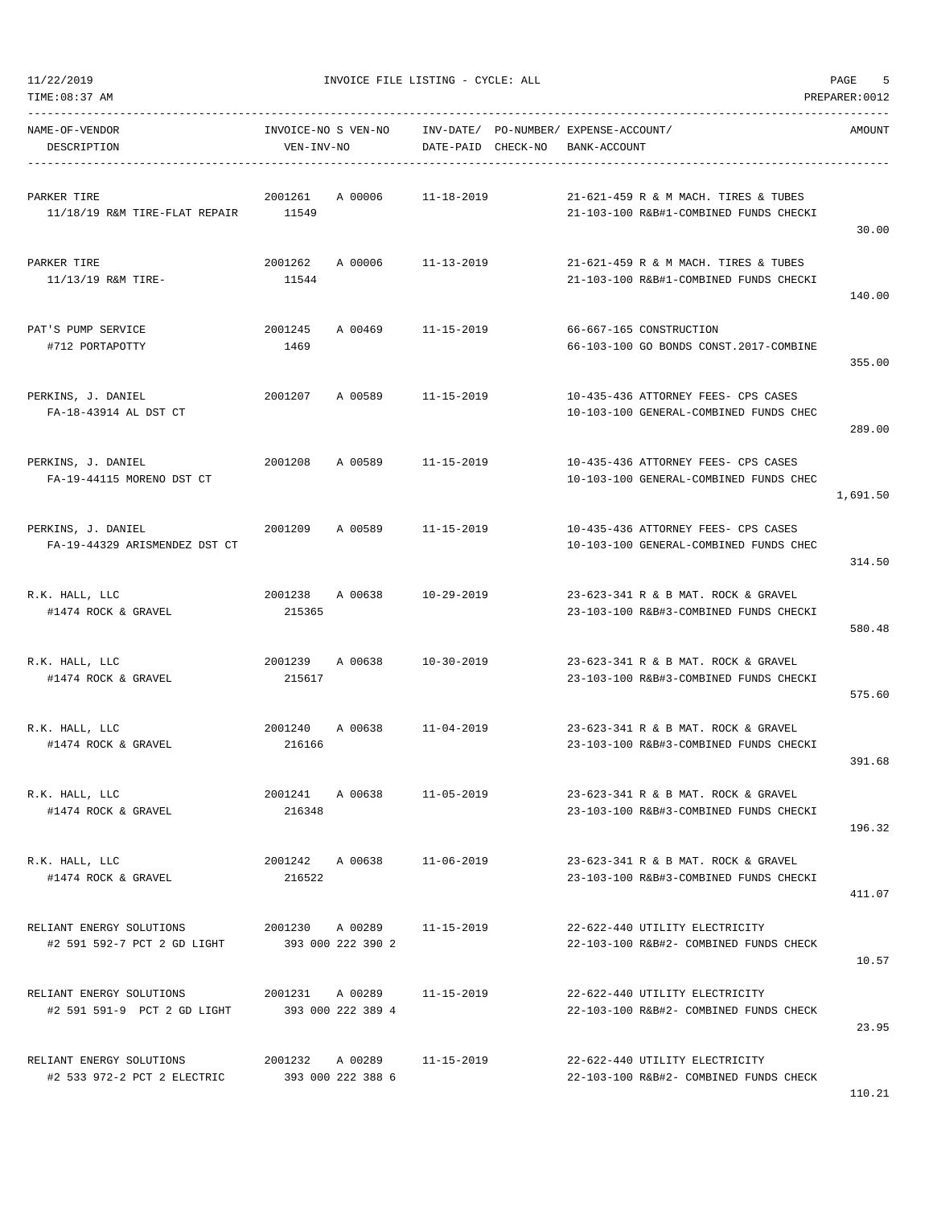11/22/2019 INVOICE FILE LISTING - CYCLE: ALL

TIME:08:37 AM PREPARER:0012

| NAME-OF-VENDOR / DESCRIPTION | INVOICE-NO S VEN-NO / VEN-INV-NO | INV-DATE/ DATE-PAID | PO-NUMBER/ CHECK-NO | EXPENSE-ACCOUNT/ BANK-ACCOUNT | AMOUNT |
|---|---|---|---|---|---|
| PARKER TIRE<br>11/18/19 R&M TIRE-FLAT REPAIR | 2001261 A 00006<br>11549 | 11-18-2019 | | 21-621-459 R & M MACH. TIRES & TUBES<br>21-103-100 R&B#1-COMBINED FUNDS CHECKI | 30.00 |
| PARKER TIRE<br>11/13/19 R&M TIRE- | 2001262 A 00006<br>11544 | 11-13-2019 | | 21-621-459 R & M MACH. TIRES & TUBES<br>21-103-100 R&B#1-COMBINED FUNDS CHECKI | 140.00 |
| PAT'S PUMP SERVICE<br>#712 PORTAPOTTY | 2001245 A 00469<br>1469 | 11-15-2019 | | 66-667-165 CONSTRUCTION<br>66-103-100 GO BONDS CONST.2017-COMBINE | 355.00 |
| PERKINS, J. DANIEL<br>FA-18-43914 AL DST CT | 2001207 A 00589 | 11-15-2019 | | 10-435-436 ATTORNEY FEES- CPS CASES<br>10-103-100 GENERAL-COMBINED FUNDS CHEC | 289.00 |
| PERKINS, J. DANIEL<br>FA-19-44115 MORENO DST CT | 2001208 A 00589 | 11-15-2019 | | 10-435-436 ATTORNEY FEES- CPS CASES<br>10-103-100 GENERAL-COMBINED FUNDS CHEC | 1,691.50 |
| PERKINS, J. DANIEL<br>FA-19-44329 ARISMENDEZ DST CT | 2001209 A 00589 | 11-15-2019 | | 10-435-436 ATTORNEY FEES- CPS CASES<br>10-103-100 GENERAL-COMBINED FUNDS CHEC | 314.50 |
| R.K. HALL, LLC<br>#1474 ROCK & GRAVEL | 2001238 A 00638<br>215365 | 10-29-2019 | | 23-623-341 R & B MAT. ROCK & GRAVEL<br>23-103-100 R&B#3-COMBINED FUNDS CHECKI | 580.48 |
| R.K. HALL, LLC<br>#1474 ROCK & GRAVEL | 2001239 A 00638<br>215617 | 10-30-2019 | | 23-623-341 R & B MAT. ROCK & GRAVEL<br>23-103-100 R&B#3-COMBINED FUNDS CHECKI | 575.60 |
| R.K. HALL, LLC<br>#1474 ROCK & GRAVEL | 2001240 A 00638<br>216166 | 11-04-2019 | | 23-623-341 R & B MAT. ROCK & GRAVEL<br>23-103-100 R&B#3-COMBINED FUNDS CHECKI | 391.68 |
| R.K. HALL, LLC<br>#1474 ROCK & GRAVEL | 2001241 A 00638<br>216348 | 11-05-2019 | | 23-623-341 R & B MAT. ROCK & GRAVEL<br>23-103-100 R&B#3-COMBINED FUNDS CHECKI | 196.32 |
| R.K. HALL, LLC<br>#1474 ROCK & GRAVEL | 2001242 A 00638<br>216522 | 11-06-2019 | | 23-623-341 R & B MAT. ROCK & GRAVEL<br>23-103-100 R&B#3-COMBINED FUNDS CHECKI | 411.07 |
| RELIANT ENERGY SOLUTIONS<br>#2 591 592-7 PCT 2 GD LIGHT | 2001230 A 00289<br>393 000 222 390 2 | 11-15-2019 | | 22-622-440 UTILITY ELECTRICITY<br>22-103-100 R&B#2- COMBINED FUNDS CHECK | 10.57 |
| RELIANT ENERGY SOLUTIONS<br>#2 591 591-9 PCT 2 GD LIGHT | 2001231 A 00289<br>393 000 222 389 4 | 11-15-2019 | | 22-622-440 UTILITY ELECTRICITY<br>22-103-100 R&B#2- COMBINED FUNDS CHECK | 23.95 |
| RELIANT ENERGY SOLUTIONS<br>#2 533 972-2 PCT 2 ELECTRIC | 2001232 A 00289<br>393 000 222 388 6 | 11-15-2019 | | 22-622-440 UTILITY ELECTRICITY<br>22-103-100 R&B#2- COMBINED FUNDS CHECK | 110.21 |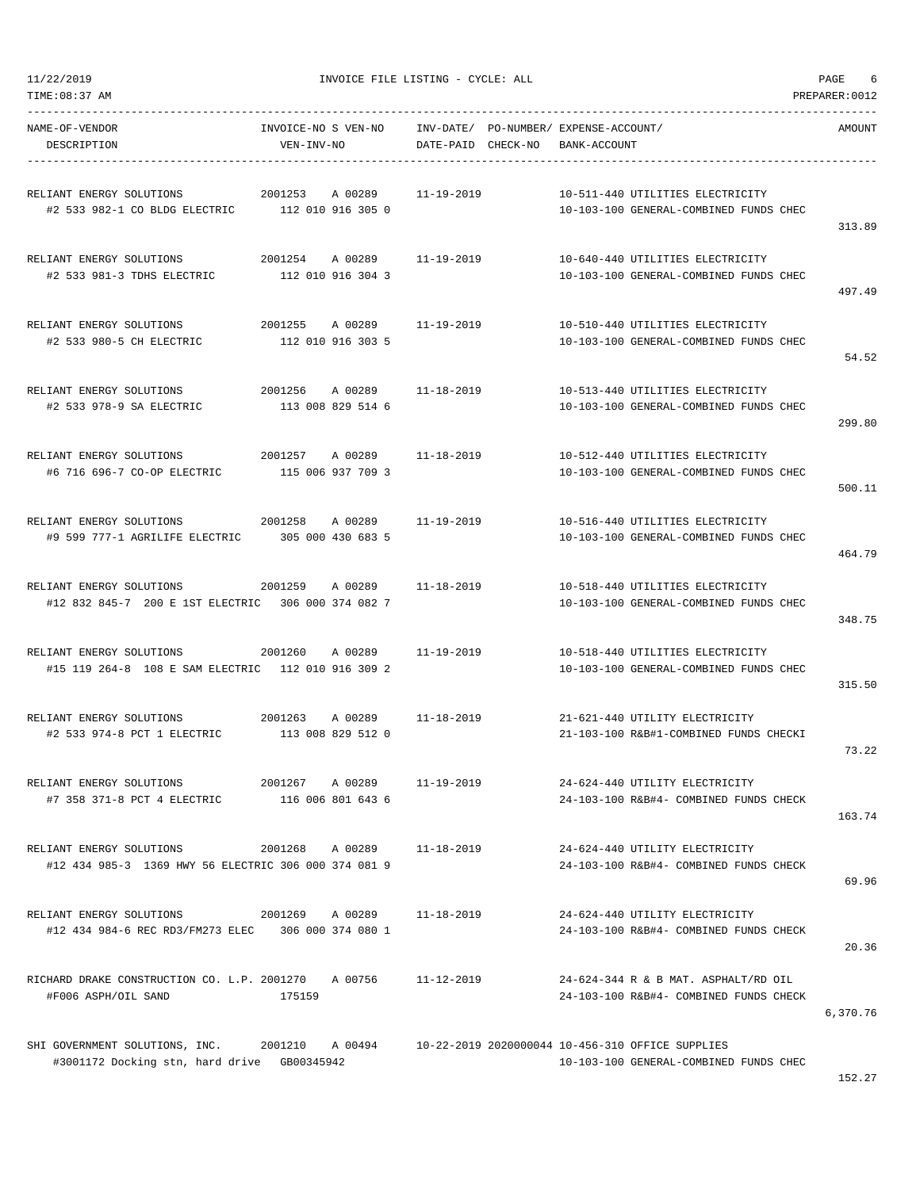11/22/2019 INVOICE FILE LISTING - CYCLE: ALL
TIME:08:37 AM PREPARER:0012

| NAME-OF-VENDOR / DESCRIPTION | INVOICE-NO S VEN-NO / VEN-INV-NO | INV-DATE/ DATE-PAID | PO-NUMBER/ CHECK-NO | EXPENSE-ACCOUNT/ BANK-ACCOUNT | AMOUNT |
|---|---|---|---|---|---|
| RELIANT ENERGY SOLUTIONS<br>#2 533 982-1 CO BLDG ELECTRIC | 2001253 A 00289<br>112 010 916 305 0 | 11-19-2019 | | 10-511-440 UTILITIES ELECTRICITY<br>10-103-100 GENERAL-COMBINED FUNDS CHEC | 313.89 |
| RELIANT ENERGY SOLUTIONS<br>#2 533 981-3 TDHS ELECTRIC | 2001254 A 00289<br>112 010 916 304 3 | 11-19-2019 | | 10-640-440 UTILITIES ELECTRICITY<br>10-103-100 GENERAL-COMBINED FUNDS CHEC | 497.49 |
| RELIANT ENERGY SOLUTIONS<br>#2 533 980-5 CH ELECTRIC | 2001255 A 00289<br>112 010 916 303 5 | 11-19-2019 | | 10-510-440 UTILITIES ELECTRICITY<br>10-103-100 GENERAL-COMBINED FUNDS CHEC | 54.52 |
| RELIANT ENERGY SOLUTIONS<br>#2 533 978-9 SA ELECTRIC | 2001256 A 00289<br>113 008 829 514 6 | 11-18-2019 | | 10-513-440 UTILITIES ELECTRICITY<br>10-103-100 GENERAL-COMBINED FUNDS CHEC | 299.80 |
| RELIANT ENERGY SOLUTIONS<br>#6 716 696-7 CO-OP ELECTRIC | 2001257 A 00289<br>115 006 937 709 3 | 11-18-2019 | | 10-512-440 UTILITIES ELECTRICITY<br>10-103-100 GENERAL-COMBINED FUNDS CHEC | 500.11 |
| RELIANT ENERGY SOLUTIONS<br>#9 599 777-1 AGRILIFE ELECTRIC | 2001258 A 00289<br>305 000 430 683 5 | 11-19-2019 | | 10-516-440 UTILITIES ELECTRICITY<br>10-103-100 GENERAL-COMBINED FUNDS CHEC | 464.79 |
| RELIANT ENERGY SOLUTIONS<br>#12 832 845-7 200 E 1ST ELECTRIC | 2001259 A 00289<br>306 000 374 082 7 | 11-18-2019 | | 10-518-440 UTILITIES ELECTRICITY<br>10-103-100 GENERAL-COMBINED FUNDS CHEC | 348.75 |
| RELIANT ENERGY SOLUTIONS<br>#15 119 264-8 108 E SAM ELECTRIC | 2001260 A 00289<br>112 010 916 309 2 | 11-19-2019 | | 10-518-440 UTILITIES ELECTRICITY<br>10-103-100 GENERAL-COMBINED FUNDS CHEC | 315.50 |
| RELIANT ENERGY SOLUTIONS<br>#2 533 974-8 PCT 1 ELECTRIC | 2001263 A 00289<br>113 008 829 512 0 | 11-18-2019 | | 21-621-440 UTILITY ELECTRICITY<br>21-103-100 R&B#1-COMBINED FUNDS CHECKI | 73.22 |
| RELIANT ENERGY SOLUTIONS<br>#7 358 371-8 PCT 4 ELECTRIC | 2001267 A 00289<br>116 006 801 643 6 | 11-19-2019 | | 24-624-440 UTILITY ELECTRICITY<br>24-103-100 R&B#4- COMBINED FUNDS CHECK | 163.74 |
| RELIANT ENERGY SOLUTIONS<br>#12 434 985-3 1369 HWY 56 ELECTRIC | 2001268 A 00289<br>306 000 374 081 9 | 11-18-2019 | | 24-624-440 UTILITY ELECTRICITY<br>24-103-100 R&B#4- COMBINED FUNDS CHECK | 69.96 |
| RELIANT ENERGY SOLUTIONS<br>#12 434 984-6 REC RD3/FM273 ELEC | 2001269 A 00289<br>306 000 374 080 1 | 11-18-2019 | | 24-624-440 UTILITY ELECTRICITY<br>24-103-100 R&B#4- COMBINED FUNDS CHECK | 20.36 |
| RICHARD DRAKE CONSTRUCTION CO. L.P.<br>#F006 ASPH/OIL SAND | 2001270 A 00756<br>175159 | 11-12-2019 | | 24-624-344 R & B MAT. ASPHALT/RD OIL<br>24-103-100 R&B#4- COMBINED FUNDS CHECK | 6,370.76 |
| SHI GOVERNMENT SOLUTIONS, INC.<br>#3001172 Docking stn, hard drive | 2001210 A 00494<br>GB00345942 | 10-22-2019 | 2020000044 | 10-456-310 OFFICE SUPPLIES<br>10-103-100 GENERAL-COMBINED FUNDS CHEC | 152.27 |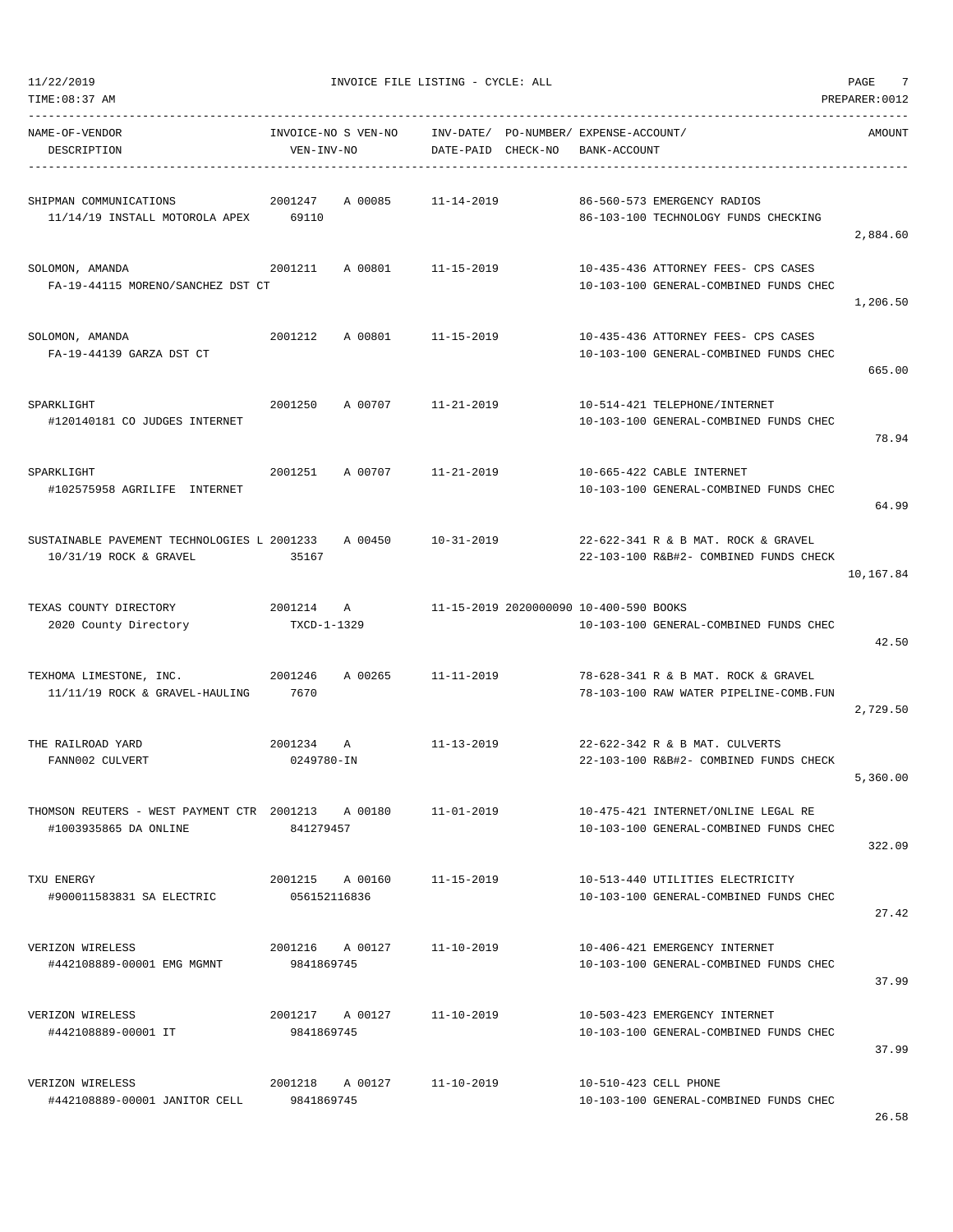11/22/2019 INVOICE FILE LISTING - CYCLE: ALL

TIME:08:37 AM PREPARER:0012

| NAME-OF-VENDOR / DESCRIPTION | INVOICE-NO S VEN-NO / VEN-INV-NO | INV-DATE/ DATE-PAID | PO-NUMBER/ CHECK-NO | EXPENSE-ACCOUNT/ BANK-ACCOUNT | AMOUNT |
|---|---|---|---|---|---|
| SHIPMAN COMMUNICATIONS<br>11/14/19 INSTALL MOTOROLA APEX | 2001247 A 00085<br>69110 | 11-14-2019 | | 86-560-573 EMERGENCY RADIOS<br>86-103-100 TECHNOLOGY FUNDS CHECKING | 2,884.60 |
| SOLOMON, AMANDA<br>FA-19-44115 MORENO/SANCHEZ DST CT | 2001211 A 00801 | 11-15-2019 | | 10-435-436 ATTORNEY FEES- CPS CASES<br>10-103-100 GENERAL-COMBINED FUNDS CHEC | 1,206.50 |
| SOLOMON, AMANDA<br>FA-19-44139 GARZA DST CT | 2001212 A 00801 | 11-15-2019 | | 10-435-436 ATTORNEY FEES- CPS CASES<br>10-103-100 GENERAL-COMBINED FUNDS CHEC | 665.00 |
| SPARKLIGHT<br>#120140181 CO JUDGES INTERNET | 2001250 A 00707 | 11-21-2019 | | 10-514-421 TELEPHONE/INTERNET<br>10-103-100 GENERAL-COMBINED FUNDS CHEC | 78.94 |
| SPARKLIGHT<br>#102575958 AGRILIFE INTERNET | 2001251 A 00707 | 11-21-2019 | | 10-665-422 CABLE INTERNET<br>10-103-100 GENERAL-COMBINED FUNDS CHEC | 64.99 |
| SUSTAINABLE PAVEMENT TECHNOLOGIES L<br>10/31/19 ROCK & GRAVEL | 2001233 A 00450<br>35167 | 10-31-2019 | | 22-622-341 R & B MAT. ROCK & GRAVEL<br>22-103-100 R&B#2- COMBINED FUNDS CHECK | 10,167.84 |
| TEXAS COUNTY DIRECTORY<br>2020 County Directory | 2001214 A<br>TXCD-1-1329 | 11-15-2019 | 2020000090 | 10-400-590 BOOKS<br>10-103-100 GENERAL-COMBINED FUNDS CHEC | 42.50 |
| TEXHOMA LIMESTONE, INC.<br>11/11/19 ROCK & GRAVEL-HAULING | 2001246 A 00265<br>7670 | 11-11-2019 | | 78-628-341 R & B MAT. ROCK & GRAVEL<br>78-103-100 RAW WATER PIPELINE-COMB.FUN | 2,729.50 |
| THE RAILROAD YARD<br>FANN002 CULVERT | 2001234 A<br>0249780-IN | 11-13-2019 | | 22-622-342 R & B MAT. CULVERTS<br>22-103-100 R&B#2- COMBINED FUNDS CHECK | 5,360.00 |
| THOMSON REUTERS - WEST PAYMENT CTR<br>#1003935865 DA ONLINE | 2001213 A 00180<br>841279457 | 11-01-2019 | | 10-475-421 INTERNET/ONLINE LEGAL RE<br>10-103-100 GENERAL-COMBINED FUNDS CHEC | 322.09 |
| TXU ENERGY<br>#900011583831 SA ELECTRIC | 2001215 A 00160<br>056152116836 | 11-15-2019 | | 10-513-440 UTILITIES ELECTRICITY<br>10-103-100 GENERAL-COMBINED FUNDS CHEC | 27.42 |
| VERIZON WIRELESS<br>#442108889-00001 EMG MGMNT | 2001216 A 00127<br>9841869745 | 11-10-2019 | | 10-406-421 EMERGENCY INTERNET<br>10-103-100 GENERAL-COMBINED FUNDS CHEC | 37.99 |
| VERIZON WIRELESS<br>#442108889-00001 IT | 2001217 A 00127<br>9841869745 | 11-10-2019 | | 10-503-423 EMERGENCY INTERNET<br>10-103-100 GENERAL-COMBINED FUNDS CHEC | 37.99 |
| VERIZON WIRELESS<br>#442108889-00001 JANITOR CELL | 2001218 A 00127<br>9841869745 | 11-10-2019 | | 10-510-423 CELL PHONE<br>10-103-100 GENERAL-COMBINED FUNDS CHEC | 26.58 |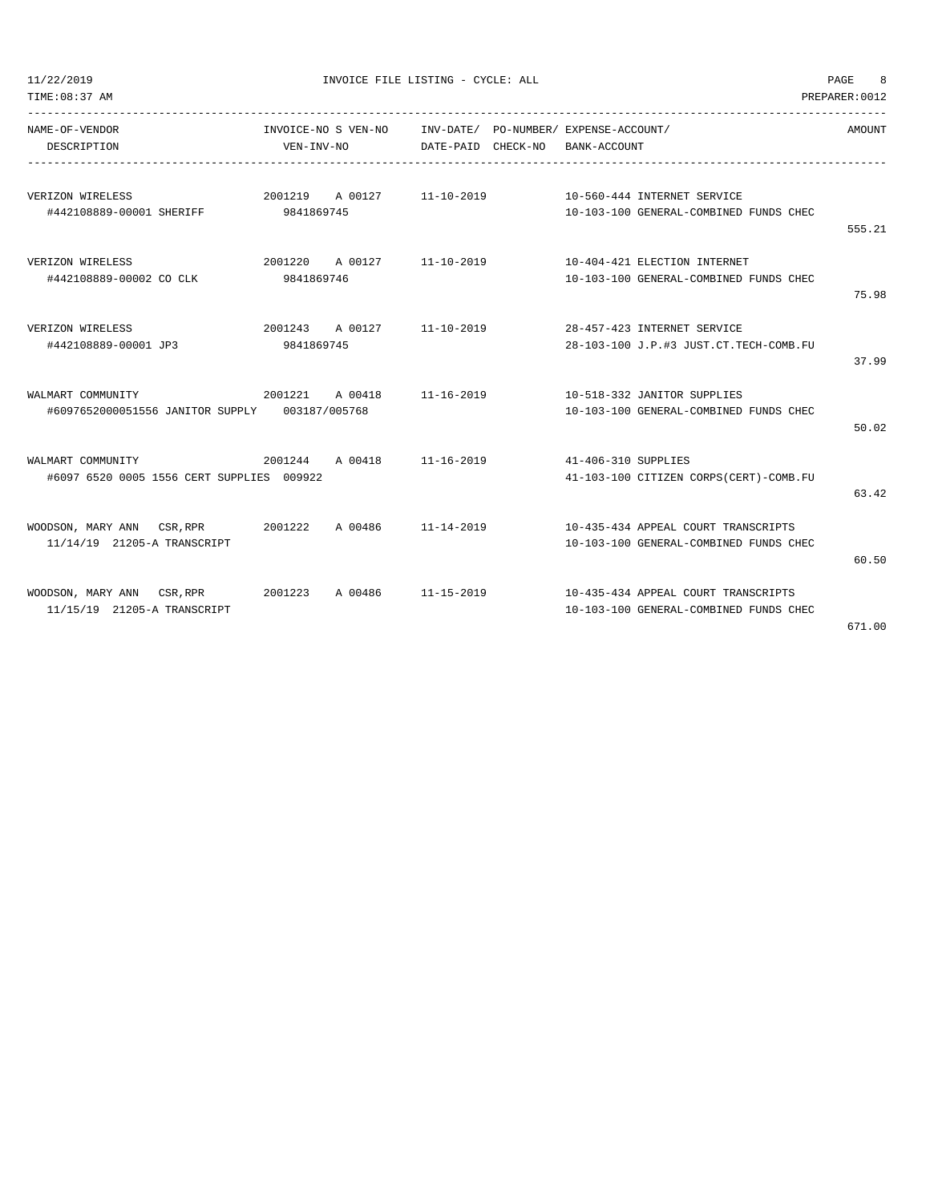INVOICE FILE LISTING - CYCLE: ALL

TIME:08:37 AM PREPARER:0012

| NAME-OF-VENDOR / DESCRIPTION | INVOICE-NO S VEN-NO / VEN-INV-NO | INV-DATE/ DATE-PAID | PO-NUMBER/ CHECK-NO | EXPENSE-ACCOUNT/ BANK-ACCOUNT | AMOUNT |
|---|---|---|---|---|---|
| VERIZON WIRELESS<br>#442108889-00001 SHERIFF | 2001219 A 00127<br>9841869745 | 11-10-2019 | | 10-560-444 INTERNET SERVICE<br>10-103-100 GENERAL-COMBINED FUNDS CHEC | 555.21 |
| VERIZON WIRELESS<br>#442108889-00002 CO CLK | 2001220 A 00127<br>9841869746 | 11-10-2019 | | 10-404-421 ELECTION INTERNET<br>10-103-100 GENERAL-COMBINED FUNDS CHEC | 75.98 |
| VERIZON WIRELESS<br>#442108889-00001 JP3 | 2001243 A 00127<br>9841869745 | 11-10-2019 | | 28-457-423 INTERNET SERVICE<br>28-103-100 J.P.#3 JUST.CT.TECH-COMB.FU | 37.99 |
| WALMART COMMUNITY<br>#6097652000051556 JANITOR SUPPLY | 2001221 A 00418<br>003187/005768 | 11-16-2019 | | 10-518-332 JANITOR SUPPLIES<br>10-103-100 GENERAL-COMBINED FUNDS CHEC | 50.02 |
| WALMART COMMUNITY<br>#6097 6520 0005 1556 CERT SUPPLIES | 2001244 A 00418<br>009922 | 11-16-2019 | | 41-406-310 SUPPLIES<br>41-103-100 CITIZEN CORPS(CERT)-COMB.FU | 63.42 |
| WOODSON, MARY ANN CSR,RPR<br>11/14/19 21205-A TRANSCRIPT | 2001222 A 00486 | 11-14-2019 | | 10-435-434 APPEAL COURT TRANSCRIPTS<br>10-103-100 GENERAL-COMBINED FUNDS CHEC | 60.50 |
| WOODSON, MARY ANN CSR,RPR<br>11/15/19 21205-A TRANSCRIPT | 2001223 A 00486 | 11-15-2019 | | 10-435-434 APPEAL COURT TRANSCRIPTS<br>10-103-100 GENERAL-COMBINED FUNDS CHEC | 671.00 |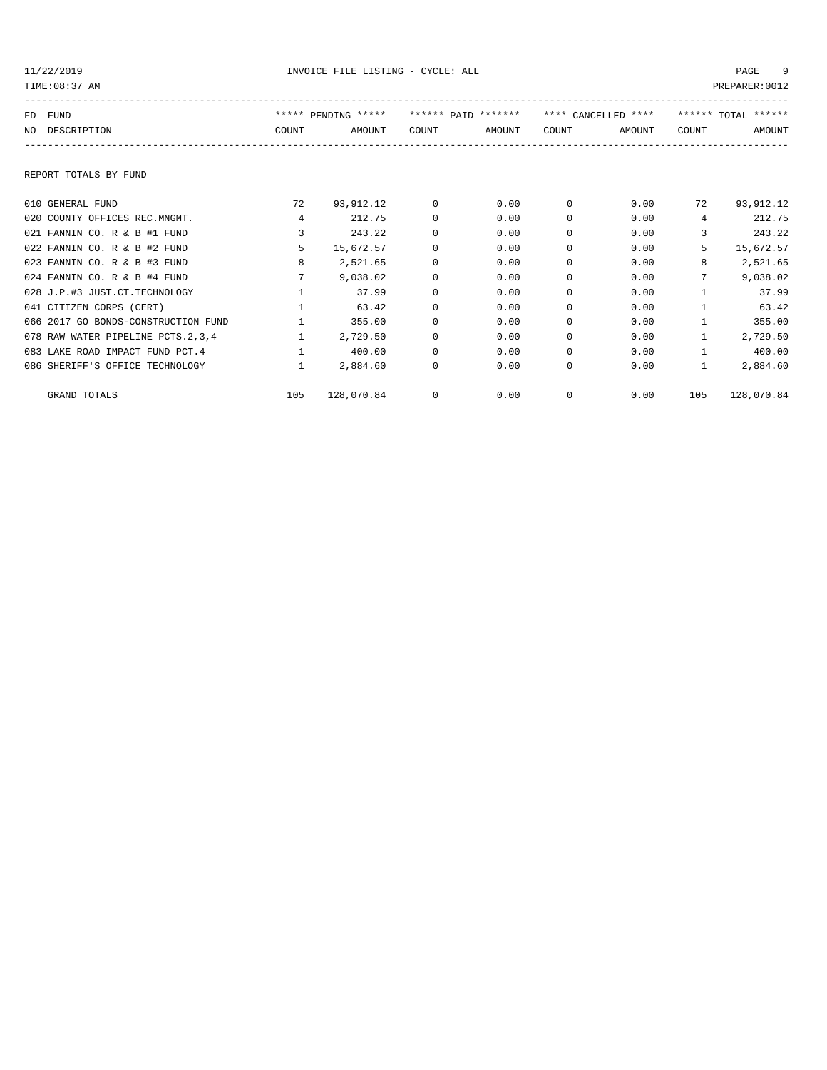INVOICE FILE LISTING - CYCLE: ALL

11/22/2019
TIME:08:37 AM
PREPARER:0012

| FD NO | FUND DESCRIPTION | ***** PENDING ***** COUNT | AMOUNT | ****** PAID ******* COUNT | AMOUNT | **** CANCELLED **** COUNT | AMOUNT | ****** TOTAL ****** COUNT | AMOUNT |
|---|---|---|---|---|---|---|---|---|---|

REPORT TOTALS BY FUND

| FD NO | FUND DESCRIPTION | PENDING COUNT | PENDING AMOUNT | PAID COUNT | PAID AMOUNT | CANCELLED COUNT | CANCELLED AMOUNT | TOTAL COUNT | TOTAL AMOUNT |
|---|---|---|---|---|---|---|---|---|---|
| 010 | GENERAL FUND | 72 | 93,912.12 | 0 | 0.00 | 0 | 0.00 | 72 | 93,912.12 |
| 020 | COUNTY OFFICES REC.MNGMT. | 4 | 212.75 | 0 | 0.00 | 0 | 0.00 | 4 | 212.75 |
| 021 | FANNIN CO. R & B #1 FUND | 3 | 243.22 | 0 | 0.00 | 0 | 0.00 | 3 | 243.22 |
| 022 | FANNIN CO. R & B #2 FUND | 5 | 15,672.57 | 0 | 0.00 | 0 | 0.00 | 5 | 15,672.57 |
| 023 | FANNIN CO. R & B #3 FUND | 8 | 2,521.65 | 0 | 0.00 | 0 | 0.00 | 8 | 2,521.65 |
| 024 | FANNIN CO. R & B #4 FUND | 7 | 9,038.02 | 0 | 0.00 | 0 | 0.00 | 7 | 9,038.02 |
| 028 | J.P.#3 JUST.CT.TECHNOLOGY | 1 | 37.99 | 0 | 0.00 | 0 | 0.00 | 1 | 37.99 |
| 041 | CITIZEN CORPS (CERT) | 1 | 63.42 | 0 | 0.00 | 0 | 0.00 | 1 | 63.42 |
| 066 | 2017 GO BONDS-CONSTRUCTION FUND | 1 | 355.00 | 0 | 0.00 | 0 | 0.00 | 1 | 355.00 |
| 078 | RAW WATER PIPELINE PCTS.2,3,4 | 1 | 2,729.50 | 0 | 0.00 | 0 | 0.00 | 1 | 2,729.50 |
| 083 | LAKE ROAD IMPACT FUND PCT.4 | 1 | 400.00 | 0 | 0.00 | 0 | 0.00 | 1 | 400.00 |
| 086 | SHERIFF'S OFFICE TECHNOLOGY | 1 | 2,884.60 | 0 | 0.00 | 0 | 0.00 | 1 | 2,884.60 |
| | GRAND TOTALS | 105 | 128,070.84 | 0 | 0.00 | 0 | 0.00 | 105 | 128,070.84 |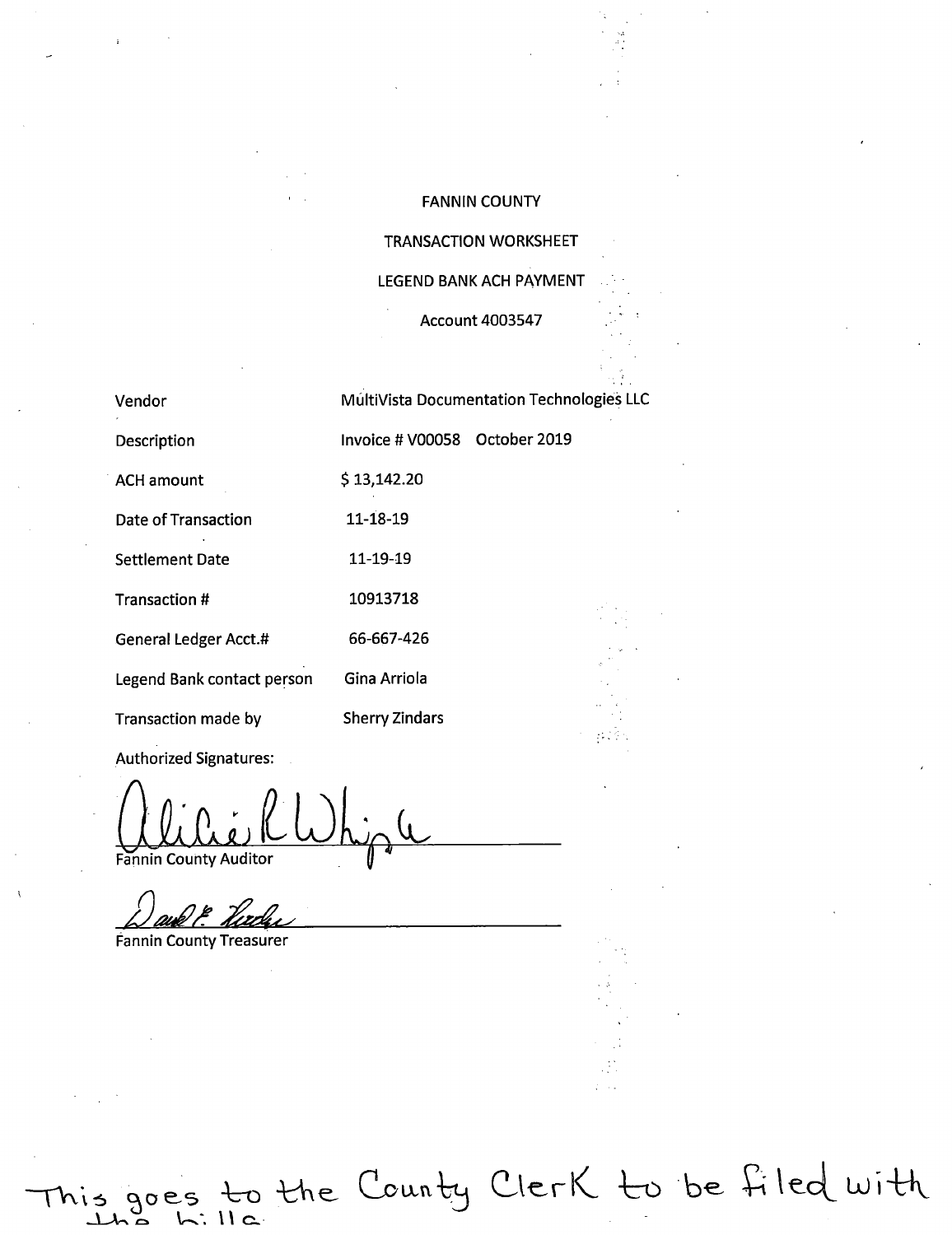FANNIN COUNTY

TRANSACTION WORKSHEET

LEGEND BANK ACH PAYMENT

Account 4003547

| | |
|---|---|
| Vendor | MultiVista Documentation Technologies LLC |
| Description | Invoice # V00058 October 2019 |
| ACH amount | $ 13,142.20 |
| Date of Transaction | 11-18-19 |
| Settlement Date | 11-19-19 |
| Transaction # | 10913718 |
| General Ledger Acct.# | 66-667-426 |
| Legend Bank contact person | Gina Arriola |
| Transaction made by | Sherry Zindars |

Authorized Signatures:

Alicia R Whipple

Fannin County Auditor

David P. Kirkley

Fannin County Treasurer

This goes to the County Clerk to be filed with the bills